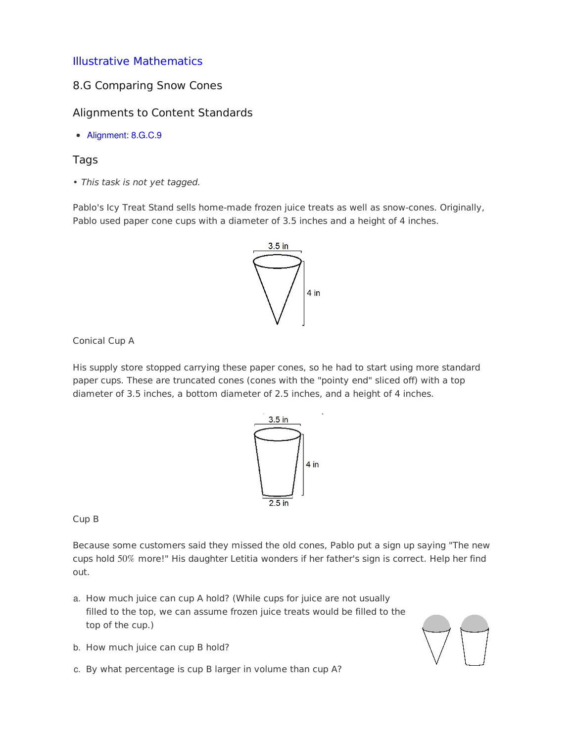[Illustrative Mathematics]

## 8.G Comparing Snow Cones

### Alignments to Content Standards

- Alignment: 8.G.C.9

### Tags

• *This task is not yet tagged.*

Pablo's Icy Treat Stand sells home-made frozen juice treats as well as snow-cones. Originally, Pablo used paper cone cups with a diameter of 3.5 inches and a height of 4 inches.

3.5 in

4 in

Conical Cup A

His supply store stopped carrying these paper cones, so he had to start using more standard paper cups. These are truncated cones (cones with the "pointy end" sliced off) with a top diameter of 3.5 inches, a bottom diameter of 2.5 inches, and a height of 4 inches.

3.5 in

4 in

2.5 in

Cup B

Because some customers said they missed the old cones, Pablo put a sign up saying "The new cups hold $50\%$ more!" His daughter Letitia wonders if her father's sign is correct. Help her find out.

a. How much juice can cup A hold? (While cups for juice are not usually filled to the top, we can assume frozen juice treats would be filled to the top of the cup.)

b. How much juice can cup B hold?

c. By what percentage is cup B larger in volume than cup A?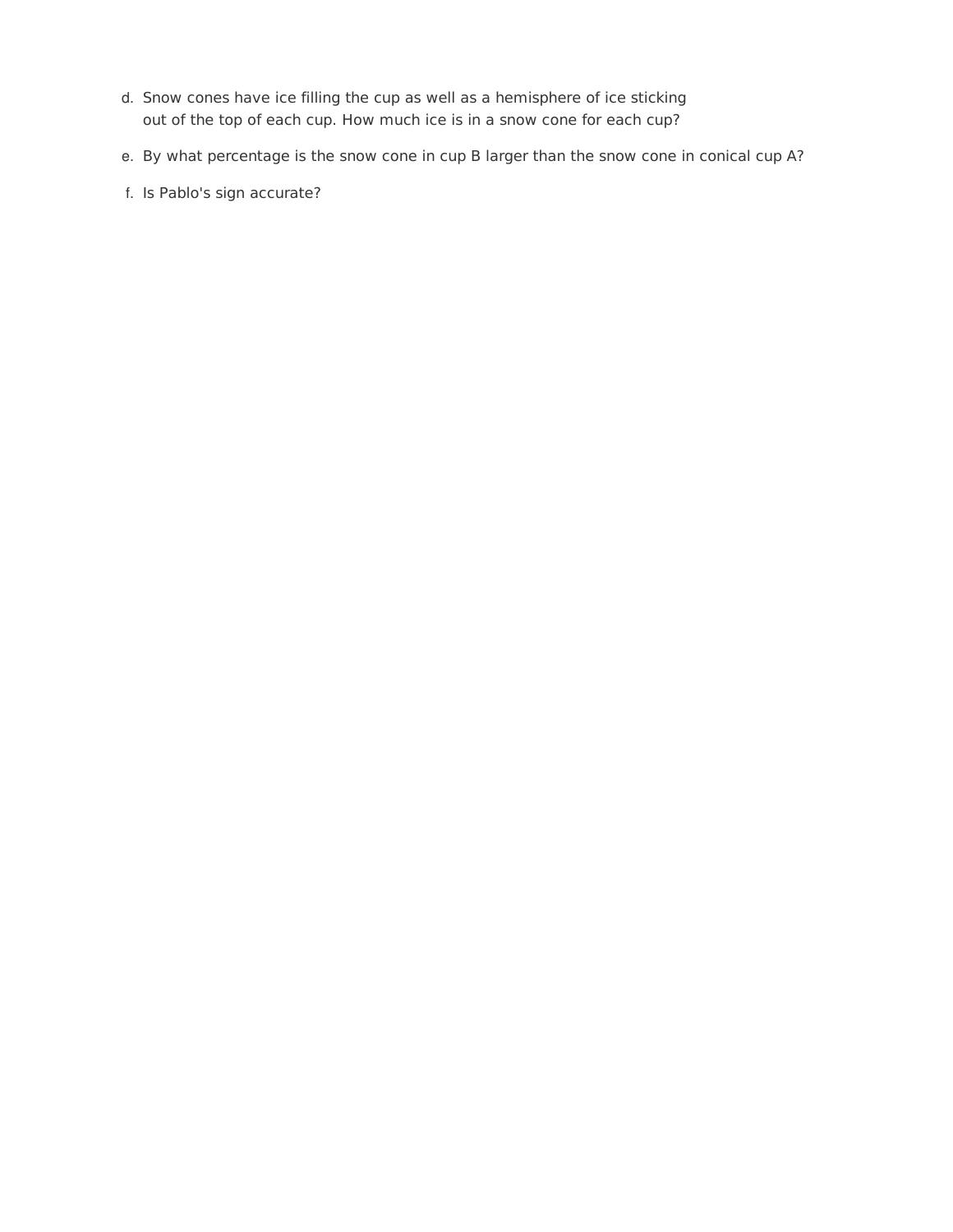d. Snow cones have ice filling the cup as well as a hemisphere of ice sticking out of the top of each cup. How much ice is in a snow cone for each cup?

e. By what percentage is the snow cone in cup B larger than the snow cone in conical cup A?

f. Is Pablo's sign accurate?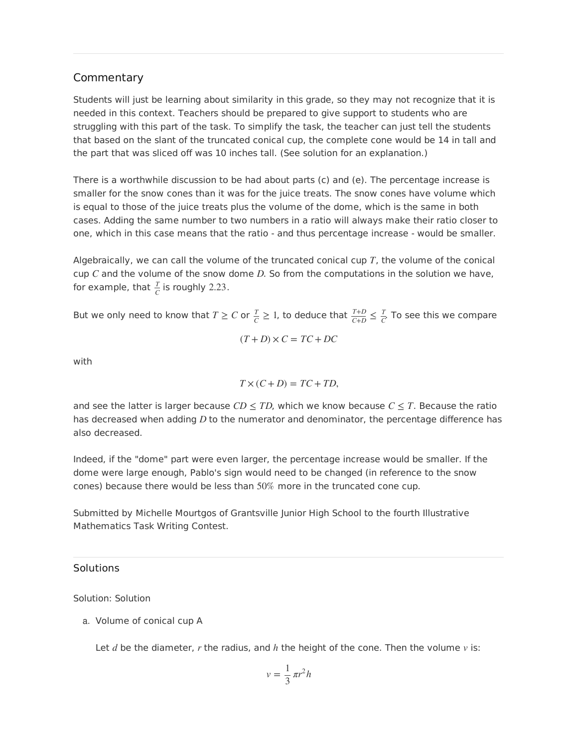## Commentary

Students will just be learning about similarity in this grade, so they may not recognize that it is needed in this context. Teachers should be prepared to give support to students who are struggling with this part of the task. To simplify the task, the teacher can just tell the students that based on the slant of the truncated conical cup, the complete cone would be 14 in tall and the part that was sliced off was 10 inches tall. (See solution for an explanation.)

There is a worthwhile discussion to be had about parts (c) and (e). The percentage increase is smaller for the snow cones than it was for the juice treats. The snow cones have volume which is equal to those of the juice treats plus the volume of the dome, which is the same in both cases. Adding the same number to two numbers in a ratio will always make their ratio closer to one, which in this case means that the ratio - and thus percentage increase - would be smaller.

Algebraically, we can call the volume of the truncated conical cup $T$, the volume of the conical cup $C$ and the volume of the snow dome $D$. So from the computations in the solution we have, for example, that $\frac{T}{C}$ is roughly $2.23$.

But we only need to know that $T \geq C$ or $\frac{T}{C} \geq 1$, to deduce that $\frac{T+D}{C+D} \leq \frac{T}{C}$. To see this we compare

$$(T + D) \times C = TC + DC$$

with

$$T \times (C + D) = TC + TD,$$

and see the latter is larger because $CD \leq TD$, which we know because $C \leq T$. Because the ratio has decreased when adding $D$ to the numerator and denominator, the percentage difference has also decreased.

Indeed, if the "dome" part were even larger, the percentage increase would be smaller. If the dome were large enough, Pablo's sign would need to be changed (in reference to the snow cones) because there would be less than $50\%$ more in the truncated cone cup.

Submitted by Michelle Mourtgos of Grantsville Junior High School to the fourth Illustrative Mathematics Task Writing Contest.

## Solutions

Solution: Solution

a. Volume of conical cup A

   Let $d$ be the diameter, $r$ the radius, and $h$ the height of the cone. Then the volume $v$ is:

$$v = \frac{1}{3}\pi r^2 h$$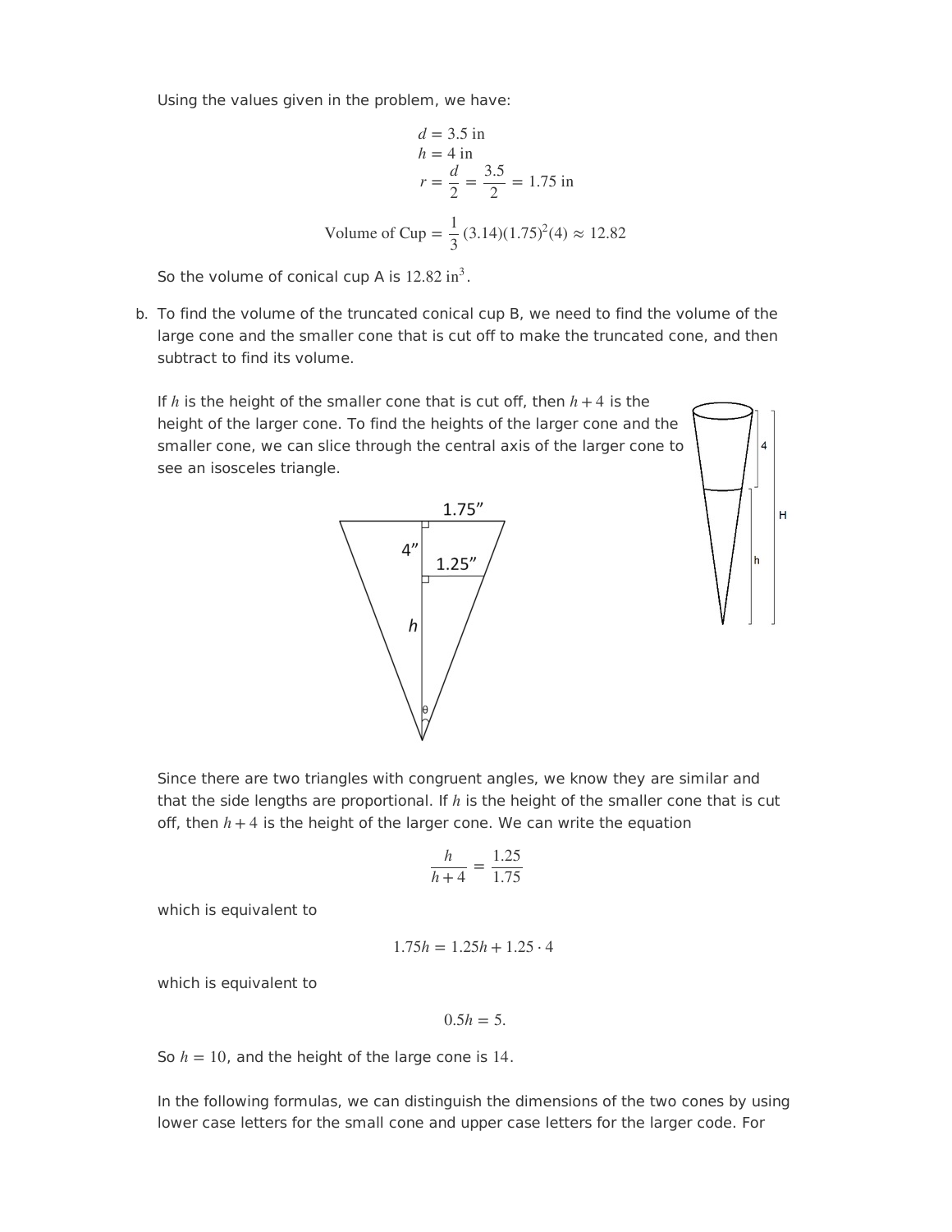Using the values given in the problem, we have:

$$d = 3.5 \text{ in}$$
$$h = 4 \text{ in}$$
$$r = \frac{d}{2} = \frac{3.5}{2} = 1.75 \text{ in}$$

$$\text{Volume of Cup} = \frac{1}{3}(3.14)(1.75)^2(4) \approx 12.82$$

So the volume of conical cup A is $12.82 \text{ in}^3$.

b. To find the volume of the truncated conical cup B, we need to find the volume of the large cone and the smaller cone that is cut off to make the truncated cone, and then subtract to find its volume.

If $h$ is the height of the smaller cone that is cut off, then $h + 4$ is the height of the larger cone. To find the heights of the larger cone and the smaller cone, we can slice through the central axis of the larger cone to see an isosceles triangle.

Since there are two triangles with congruent angles, we know they are similar and that the side lengths are proportional. If $h$ is the height of the smaller cone that is cut off, then $h + 4$ is the height of the larger cone. We can write the equation

$$\frac{h}{h+4} = \frac{1.25}{1.75}$$

which is equivalent to

$$1.75h = 1.25h + 1.25 \cdot 4$$

which is equivalent to

$$0.5h = 5.$$

So $h = 10$, and the height of the large cone is $14$.

In the following formulas, we can distinguish the dimensions of the two cones by using lower case letters for the small cone and upper case letters for the larger code. For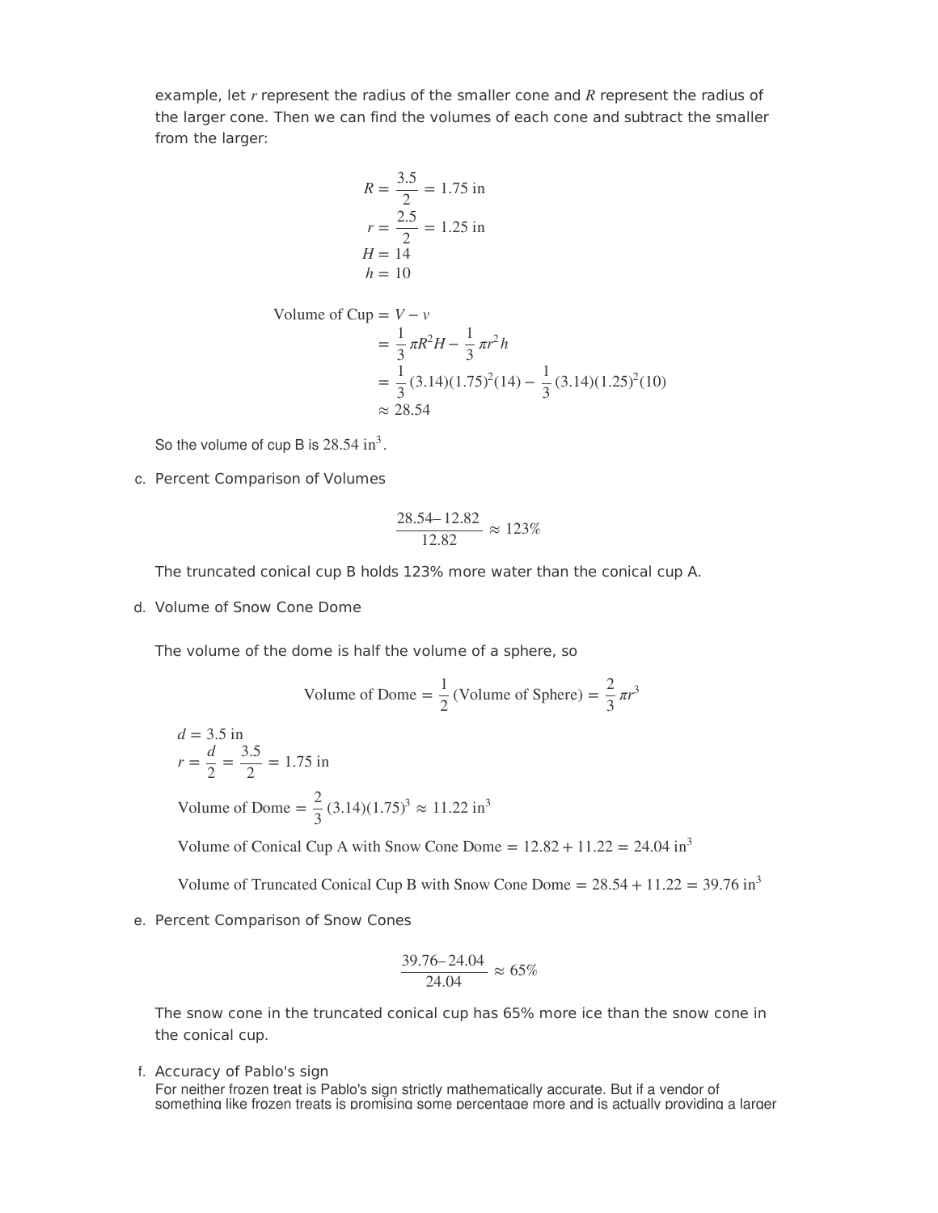example, let $r$ represent the radius of the smaller cone and $R$ represent the radius of the larger cone. Then we can find the volumes of each cone and subtract the smaller from the larger:

$$R = \frac{3.5}{2} = 1.75 \text{ in}$$
$$r = \frac{2.5}{2} = 1.25 \text{ in}$$
$$H = 14$$
$$h = 10$$

$$\begin{aligned}
\text{Volume of Cup} &= V - v \\
&= \frac{1}{3}\pi R^2 H - \frac{1}{3}\pi r^2 h \\
&= \frac{1}{3}(3.14)(1.75)^2(14) - \frac{1}{3}(3.14)(1.25)^2(10) \\
&\approx 28.54
\end{aligned}$$

So the volume of cup B is $28.54 \text{ in}^3$.

c. Percent Comparison of Volumes

$$\frac{28.54 - 12.82}{12.82} \approx 123\%$$

The truncated conical cup B holds 123% more water than the conical cup A.

d. Volume of Snow Cone Dome

The volume of the dome is half the volume of a sphere, so

$$\text{Volume of Dome} = \frac{1}{2}(\text{Volume of Sphere}) = \frac{2}{3}\pi r^3$$

$d = 3.5 \text{ in}$

$r = \frac{d}{2} = \frac{3.5}{2} = 1.75 \text{ in}$

$\text{Volume of Dome} = \frac{2}{3}(3.14)(1.75)^3 \approx 11.22 \text{ in}^3$

$\text{Volume of Conical Cup A with Snow Cone Dome} = 12.82 + 11.22 = 24.04 \text{ in}^3$

$\text{Volume of Truncated Conical Cup B with Snow Cone Dome} = 28.54 + 11.22 = 39.76 \text{ in}^3$

e. Percent Comparison of Snow Cones

$$\frac{39.76 - 24.04}{24.04} \approx 65\%$$

The snow cone in the truncated conical cup has 65% more ice than the snow cone in the conical cup.

f. Accuracy of Pablo's sign

For neither frozen treat is Pablo's sign strictly mathematically accurate. But if a vendor of something like frozen treats is promising some percentage more and is actually providing a larger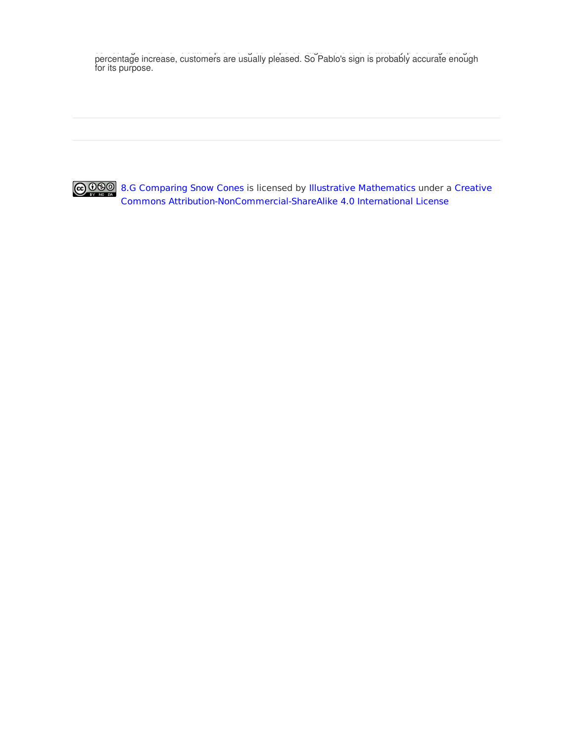percentage increase, customers are usually pleased. So Pablo's sign is probably accurate enough for its purpose.

---

---

8.G Comparing Snow Cones is licensed by Illustrative Mathematics under a Creative Commons Attribution-NonCommercial-ShareAlike 4.0 International License